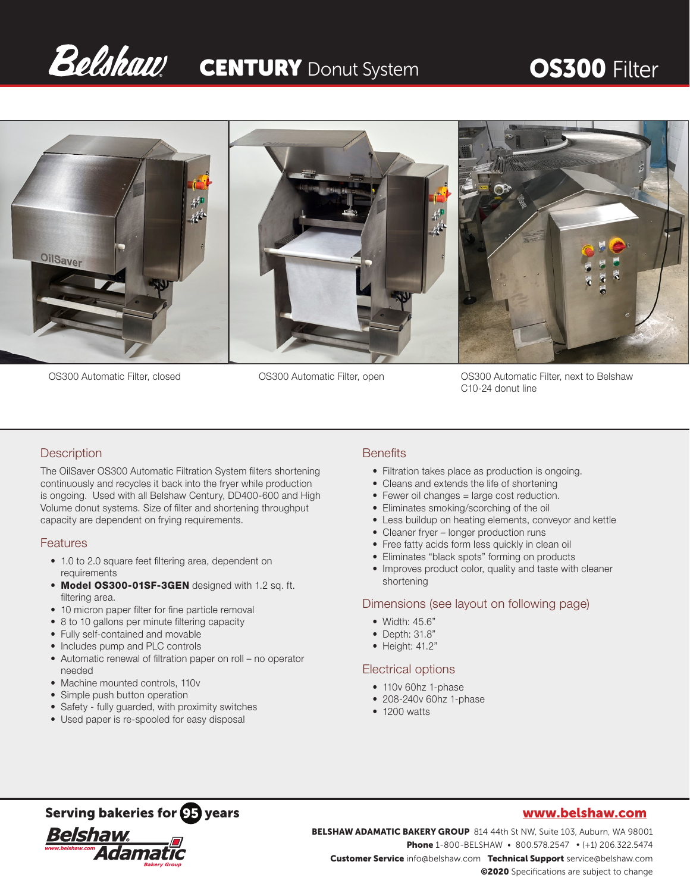# Belshaw CENTURY Donut System — OS300 Filter

OS300 Automatic Filter, closed

OS300 Automatic Filter, open

OS300 Automatic Filter, next to Belshaw C10-24 donut line

## Description

The OilSaver OS300 Automatic Filtration System filters shortening continuously and recycles it back into the fryer while production is ongoing. Used with all Belshaw Century, DD400-600 and High Volume donut systems. Size of filter and shortening throughput capacity are dependent on frying requirements.

## Features

- 1.0 to 2.0 square feet filtering area, dependent on requirements
- **Model OS300-01SF-3GEN** designed with 1.2 sq. ft. filtering area.
- 10 micron paper filter for fine particle removal
- 8 to 10 gallons per minute filtering capacity
- Fully self-contained and movable
- Includes pump and PLC controls
- Automatic renewal of filtration paper on roll – no operator needed
- Machine mounted controls, 110v
- Simple push button operation
- Safety - fully guarded, with proximity switches
- Used paper is re-spooled for easy disposal

## Benefits

- Filtration takes place as production is ongoing.
- Cleans and extends the life of shortening
- Fewer oil changes = large cost reduction.
- Eliminates smoking/scorching of the oil
- Less buildup on heating elements, conveyor and kettle
- Cleaner fryer – longer production runs
- Free fatty acids form less quickly in clean oil
- Eliminates "black spots" forming on products
- Improves product color, quality and taste with cleaner shortening

## Dimensions (see layout on following page)

- Width: 45.6"
- Depth: 31.8"
- Height: 41.2"

## Electrical options

- 110v 60hz 1-phase
- 208-240v 60hz 1-phase
- 1200 watts

**Serving bakeries for 95 years**

Belshaw Adamatic Bakery Group

**www.belshaw.com**

**BELSHAW ADAMATIC BAKERY GROUP** 814 44th St NW, Suite 103, Auburn, WA 98001
**Phone** 1-800-BELSHAW • 800.578.2547 • (+1) 206.322.5474
**Customer Service** info@belshaw.com **Technical Support** service@belshaw.com
**©2020** Specifications are subject to change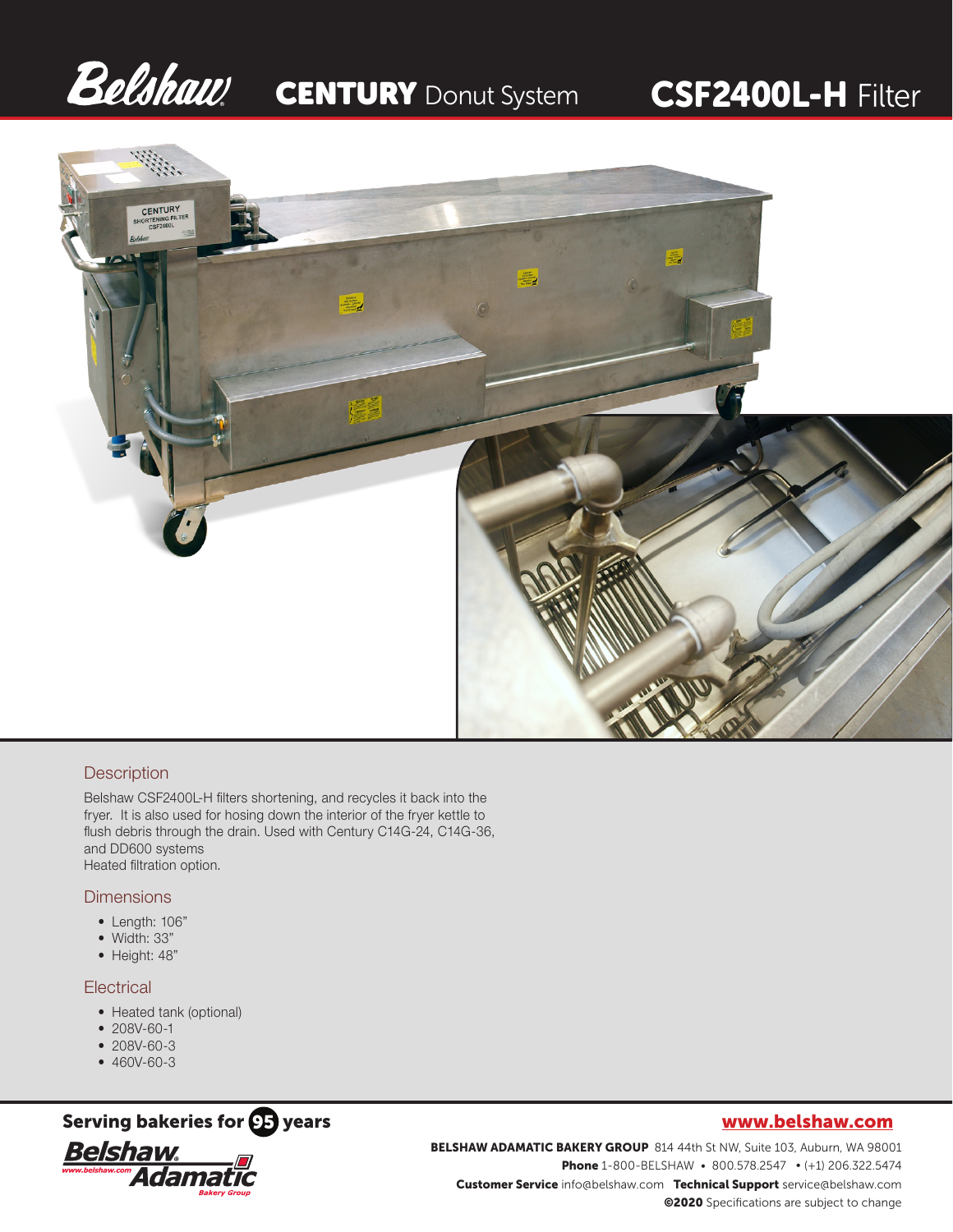# Belshaw CENTURY Donut System CSF2400L-H Filter

## Description

Belshaw CSF2400L-H filters shortening, and recycles it back into the fryer. It is also used for hosing down the interior of the fryer kettle to flush debris through the drain. Used with Century C14G-24, C14G-36, and DD600 systems
Heated filtration option.

## Dimensions

- Length: 106"
- Width: 33"
- Height: 48"

## Electrical

- Heated tank (optional)
- 208V-60-1
- 208V-60-3
- 460V-60-3

**Serving bakeries for 95 years**

Belshaw Adamatic Bakery Group

**www.belshaw.com**

**BELSHAW ADAMATIC BAKERY GROUP** 814 44th St NW, Suite 103, Auburn, WA 98001
**Phone** 1-800-BELSHAW • 800.578.2547 • (+1) 206.322.5474
**Customer Service** info@belshaw.com **Technical Support** service@belshaw.com
**©2020** Specifications are subject to change